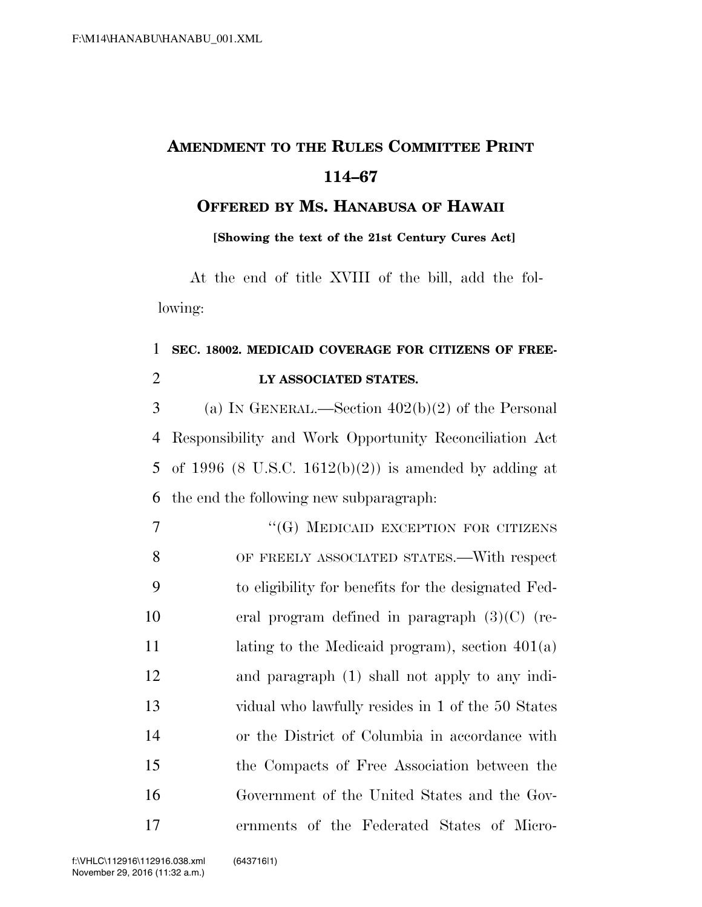# AMENDMENT TO THE RULES COMMITTEE PRINT 114–67

## OFFERED BY MS. HANABUSA OF HAWAII

**[Showing the text of the 21st Century Cures Act]**

At the end of title XVIII of the bill, add the following:

**SEC. 18002. MEDICAID COVERAGE FOR CITIZENS OF FREELY ASSOCIATED STATES.**

(a) IN GENERAL.—Section 402(b)(2) of the Personal Responsibility and Work Opportunity Reconciliation Act of 1996 (8 U.S.C. 1612(b)(2)) is amended by adding at the end the following new subparagraph:

"(G) MEDICAID EXCEPTION FOR CITIZENS OF FREELY ASSOCIATED STATES.—With respect to eligibility for benefits for the designated Federal program defined in paragraph (3)(C) (relating to the Medicaid program), section 401(a) and paragraph (1) shall not apply to any individual who lawfully resides in 1 of the 50 States or the District of Columbia in accordance with the Compacts of Free Association between the Government of the United States and the Governments of the Federated States of Micro-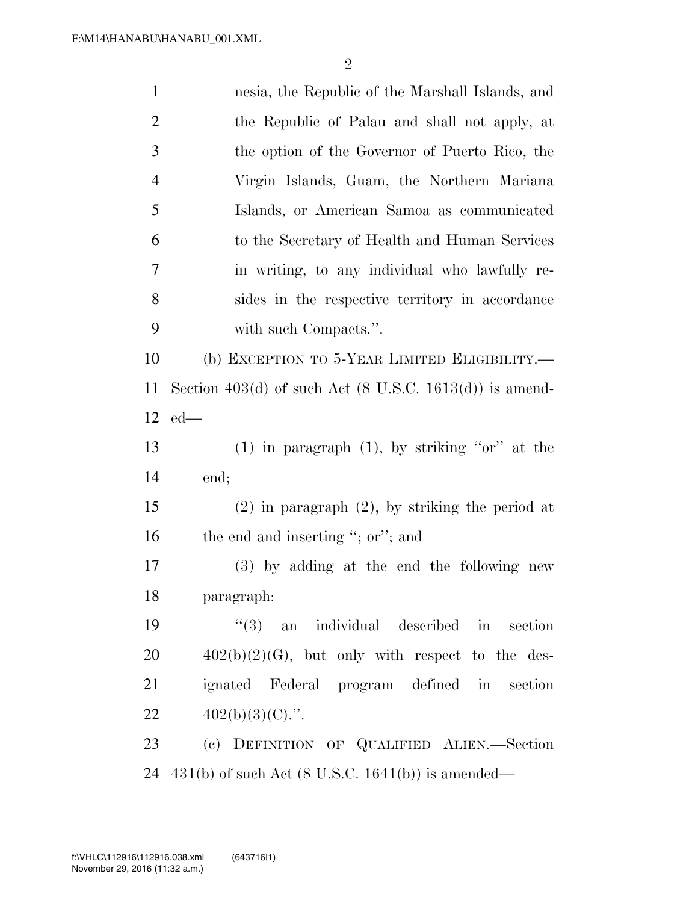nesia, the Republic of the Marshall Islands, and the Republic of Palau and shall not apply, at the option of the Governor of Puerto Rico, the Virgin Islands, Guam, the Northern Mariana Islands, or American Samoa as communicated to the Secretary of Health and Human Services in writing, to any individual who lawfully resides in the respective territory in accordance with such Compacts.''.

(b) EXCEPTION TO 5-YEAR LIMITED ELIGIBILITY.—Section 403(d) of such Act (8 U.S.C. 1613(d)) is amended—

(1) in paragraph (1), by striking ''or'' at the end;

(2) in paragraph (2), by striking the period at the end and inserting ''; or''; and

(3) by adding at the end the following new paragraph:

''(3) an individual described in section 402(b)(2)(G), but only with respect to the designated Federal program defined in section 402(b)(3)(C).''.

(c) DEFINITION OF QUALIFIED ALIEN.—Section 431(b) of such Act (8 U.S.C. 1641(b)) is amended—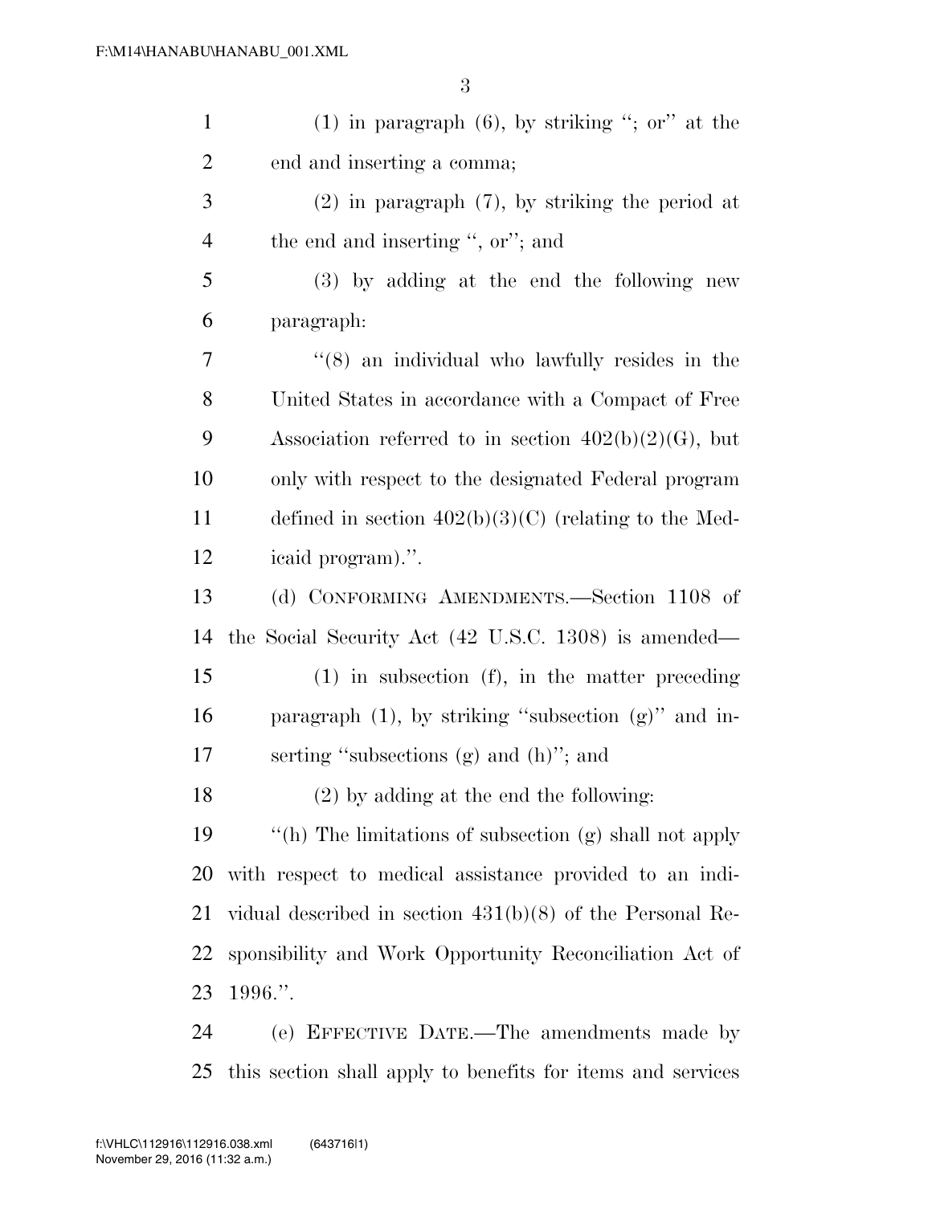(1) in paragraph (6), by striking "; or" at the end and inserting a comma;

(2) in paragraph (7), by striking the period at the end and inserting ", or"; and

(3) by adding at the end the following new paragraph:

"(8) an individual who lawfully resides in the United States in accordance with a Compact of Free Association referred to in section 402(b)(2)(G), but only with respect to the designated Federal program defined in section 402(b)(3)(C) (relating to the Medicaid program).".

(d) CONFORMING AMENDMENTS.—Section 1108 of the Social Security Act (42 U.S.C. 1308) is amended—

(1) in subsection (f), in the matter preceding paragraph (1), by striking "subsection (g)" and inserting "subsections (g) and (h)"; and

(2) by adding at the end the following:

"(h) The limitations of subsection (g) shall not apply with respect to medical assistance provided to an individual described in section 431(b)(8) of the Personal Responsibility and Work Opportunity Reconciliation Act of 1996.".

(e) EFFECTIVE DATE.—The amendments made by this section shall apply to benefits for items and services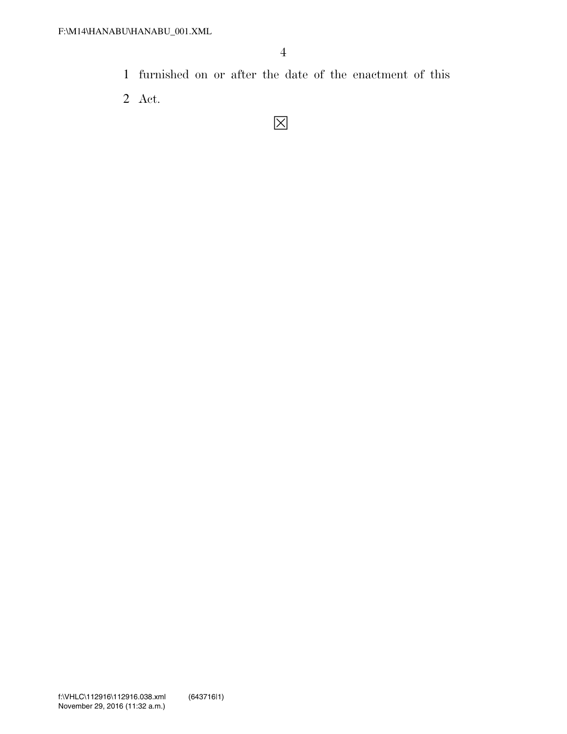furnished on or after the date of the enactment of this Act.